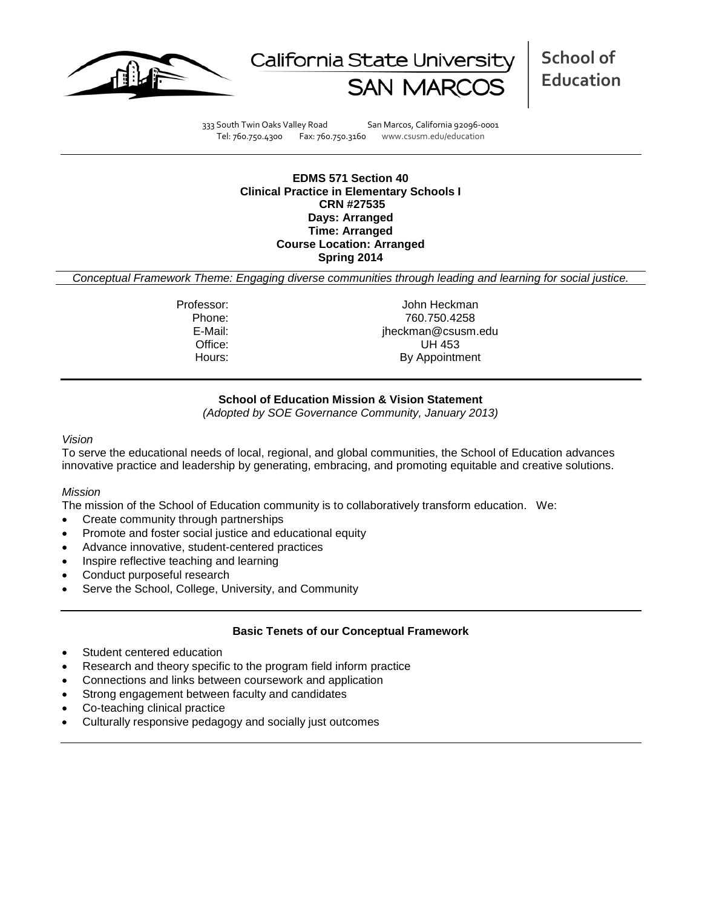California State University SAN MARCOS | School of Education

333 South Twin Oaks Valley Road San Marcos, California 92096-0001
Tel: 760.750.4300 Fax: 760.750.3160 www.csusm.edu/education

**EDMS 571 Section 40**
**Clinical Practice in Elementary Schools I**
**CRN #27535**
**Days: Arranged**
**Time: Arranged**
**Course Location: Arranged**
**Spring 2014**

*Conceptual Framework Theme: Engaging diverse communities through leading and learning for social justice.*

| | |
|---|---|
| Professor: | John Heckman |
| Phone: | 760.750.4258 |
| E-Mail: | jheckman@csusm.edu |
| Office: | UH 453 |
| Hours: | By Appointment |

## School of Education Mission & Vision Statement

*(Adopted by SOE Governance Community, January 2013)*

*Vision*

To serve the educational needs of local, regional, and global communities, the School of Education advances innovative practice and leadership by generating, embracing, and promoting equitable and creative solutions.

*Mission*

The mission of the School of Education community is to collaboratively transform education. We:

- Create community through partnerships
- Promote and foster social justice and educational equity
- Advance innovative, student-centered practices
- Inspire reflective teaching and learning
- Conduct purposeful research
- Serve the School, College, University, and Community

## Basic Tenets of our Conceptual Framework

- Student centered education
- Research and theory specific to the program field inform practice
- Connections and links between coursework and application
- Strong engagement between faculty and candidates
- Co-teaching clinical practice
- Culturally responsive pedagogy and socially just outcomes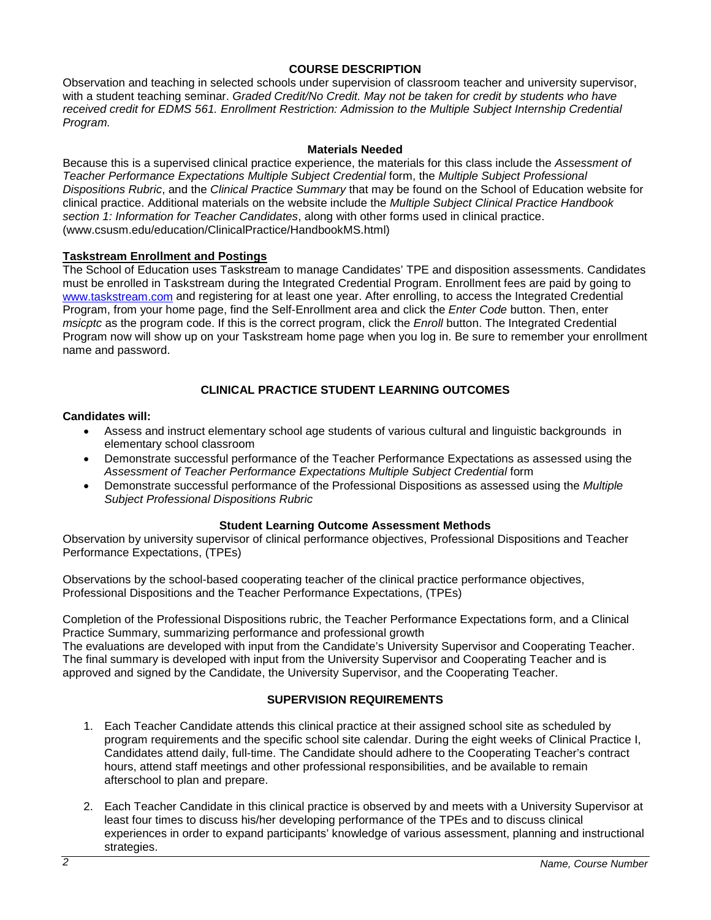## COURSE DESCRIPTION

Observation and teaching in selected schools under supervision of classroom teacher and university supervisor, with a student teaching seminar. *Graded Credit/No Credit. May not be taken for credit by students who have received credit for EDMS 561. Enrollment Restriction: Admission to the Multiple Subject Internship Credential Program.*

### Materials Needed

Because this is a supervised clinical practice experience, the materials for this class include the *Assessment of Teacher Performance Expectations Multiple Subject Credential* form, the *Multiple Subject Professional Dispositions Rubric*, and the *Clinical Practice Summary* that may be found on the School of Education website for clinical practice. Additional materials on the website include the *Multiple Subject Clinical Practice Handbook section 1: Information for Teacher Candidates*, along with other forms used in clinical practice. (www.csusm.edu/education/ClinicalPractice/HandbookMS.html)

### Taskstream Enrollment and Postings

The School of Education uses Taskstream to manage Candidates' TPE and disposition assessments. Candidates must be enrolled in Taskstream during the Integrated Credential Program. Enrollment fees are paid by going to [www.taskstream.com](http://www.taskstream.com) and registering for at least one year. After enrolling, to access the Integrated Credential Program, from your home page, find the Self-Enrollment area and click the *Enter Code* button. Then, enter *msicptc* as the program code. If this is the correct program, click the *Enroll* button. The Integrated Credential Program now will show up on your Taskstream home page when you log in. Be sure to remember your enrollment name and password.

## CLINICAL PRACTICE STUDENT LEARNING OUTCOMES

**Candidates will:**

- Assess and instruct elementary school age students of various cultural and linguistic backgrounds in elementary school classroom
- Demonstrate successful performance of the Teacher Performance Expectations as assessed using the *Assessment of Teacher Performance Expectations Multiple Subject Credential* form
- Demonstrate successful performance of the Professional Dispositions as assessed using the *Multiple Subject Professional Dispositions Rubric*

### Student Learning Outcome Assessment Methods

Observation by university supervisor of clinical performance objectives, Professional Dispositions and Teacher Performance Expectations, (TPEs)

Observations by the school-based cooperating teacher of the clinical practice performance objectives, Professional Dispositions and the Teacher Performance Expectations, (TPEs)

Completion of the Professional Dispositions rubric, the Teacher Performance Expectations form, and a Clinical Practice Summary, summarizing performance and professional growth

The evaluations are developed with input from the Candidate's University Supervisor and Cooperating Teacher. The final summary is developed with input from the University Supervisor and Cooperating Teacher and is approved and signed by the Candidate, the University Supervisor, and the Cooperating Teacher.

## SUPERVISION REQUIREMENTS

1. Each Teacher Candidate attends this clinical practice at their assigned school site as scheduled by program requirements and the specific school site calendar. During the eight weeks of Clinical Practice I, Candidates attend daily, full-time. The Candidate should adhere to the Cooperating Teacher's contract hours, attend staff meetings and other professional responsibilities, and be available to remain afterschool to plan and prepare.
2. Each Teacher Candidate in this clinical practice is observed by and meets with a University Supervisor at least four times to discuss his/her developing performance of the TPEs and to discuss clinical experiences in order to expand participants' knowledge of various assessment, planning and instructional strategies.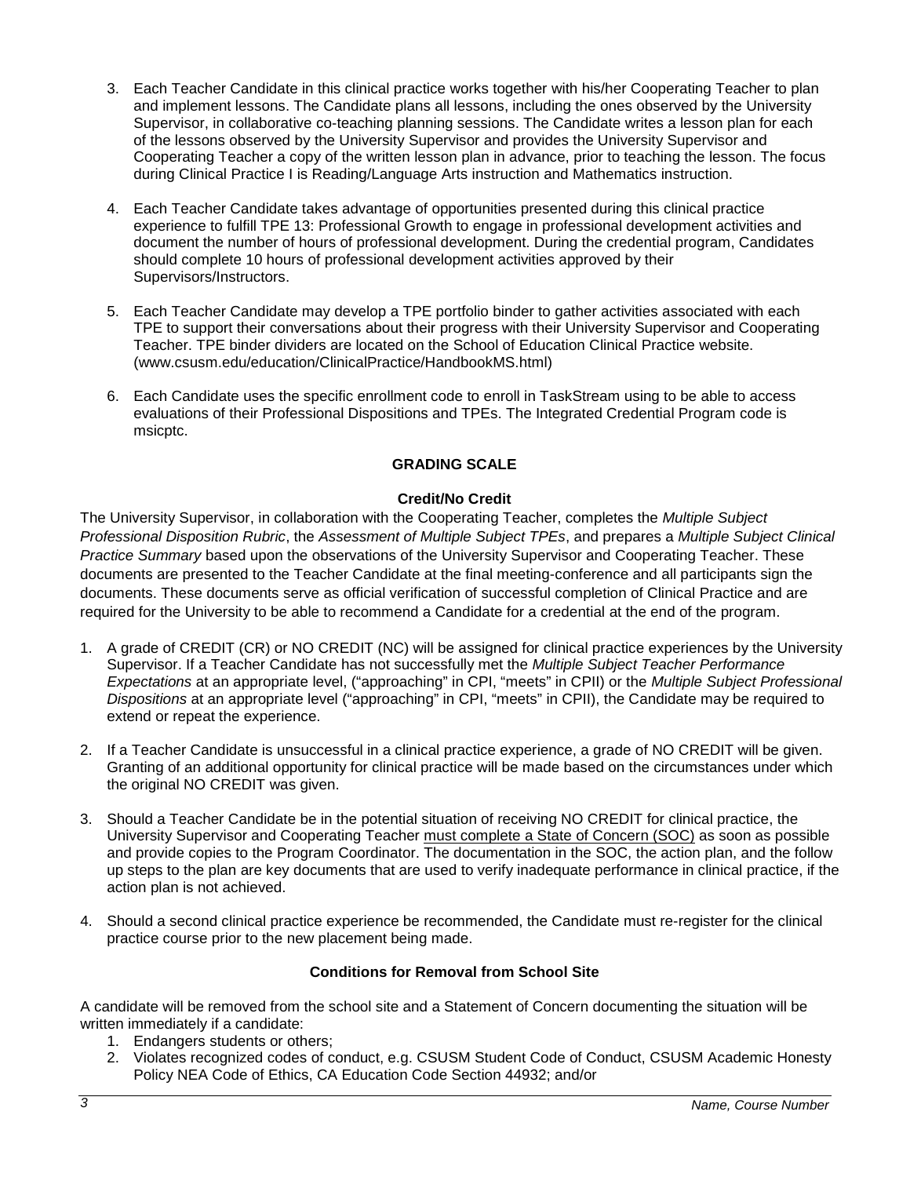3. Each Teacher Candidate in this clinical practice works together with his/her Cooperating Teacher to plan and implement lessons. The Candidate plans all lessons, including the ones observed by the University Supervisor, in collaborative co-teaching planning sessions. The Candidate writes a lesson plan for each of the lessons observed by the University Supervisor and provides the University Supervisor and Cooperating Teacher a copy of the written lesson plan in advance, prior to teaching the lesson. The focus during Clinical Practice I is Reading/Language Arts instruction and Mathematics instruction.

4. Each Teacher Candidate takes advantage of opportunities presented during this clinical practice experience to fulfill TPE 13: Professional Growth to engage in professional development activities and document the number of hours of professional development. During the credential program, Candidates should complete 10 hours of professional development activities approved by their Supervisors/Instructors.

5. Each Teacher Candidate may develop a TPE portfolio binder to gather activities associated with each TPE to support their conversations about their progress with their University Supervisor and Cooperating Teacher. TPE binder dividers are located on the School of Education Clinical Practice website. (www.csusm.edu/education/ClinicalPractice/HandbookMS.html)

6. Each Candidate uses the specific enrollment code to enroll in TaskStream using to be able to access evaluations of their Professional Dispositions and TPEs. The Integrated Credential Program code is msicptc.

## GRADING SCALE

### Credit/No Credit

The University Supervisor, in collaboration with the Cooperating Teacher, completes the *Multiple Subject Professional Disposition Rubric*, the *Assessment of Multiple Subject TPEs*, and prepares a *Multiple Subject Clinical Practice Summary* based upon the observations of the University Supervisor and Cooperating Teacher. These documents are presented to the Teacher Candidate at the final meeting-conference and all participants sign the documents. These documents serve as official verification of successful completion of Clinical Practice and are required for the University to be able to recommend a Candidate for a credential at the end of the program.

1. A grade of CREDIT (CR) or NO CREDIT (NC) will be assigned for clinical practice experiences by the University Supervisor. If a Teacher Candidate has not successfully met the *Multiple Subject Teacher Performance Expectations* at an appropriate level, ("approaching" in CPI, "meets" in CPII) or the *Multiple Subject Professional Dispositions* at an appropriate level ("approaching" in CPI, "meets" in CPII), the Candidate may be required to extend or repeat the experience.

2. If a Teacher Candidate is unsuccessful in a clinical practice experience, a grade of NO CREDIT will be given. Granting of an additional opportunity for clinical practice will be made based on the circumstances under which the original NO CREDIT was given.

3. Should a Teacher Candidate be in the potential situation of receiving NO CREDIT for clinical practice, the University Supervisor and Cooperating Teacher must complete a State of Concern (SOC) as soon as possible and provide copies to the Program Coordinator. The documentation in the SOC, the action plan, and the follow up steps to the plan are key documents that are used to verify inadequate performance in clinical practice, if the action plan is not achieved.

4. Should a second clinical practice experience be recommended, the Candidate must re-register for the clinical practice course prior to the new placement being made.

### Conditions for Removal from School Site

A candidate will be removed from the school site and a Statement of Concern documenting the situation will be written immediately if a candidate:

1. Endangers students or others;
2. Violates recognized codes of conduct, e.g. CSUSM Student Code of Conduct, CSUSM Academic Honesty Policy NEA Code of Ethics, CA Education Code Section 44932; and/or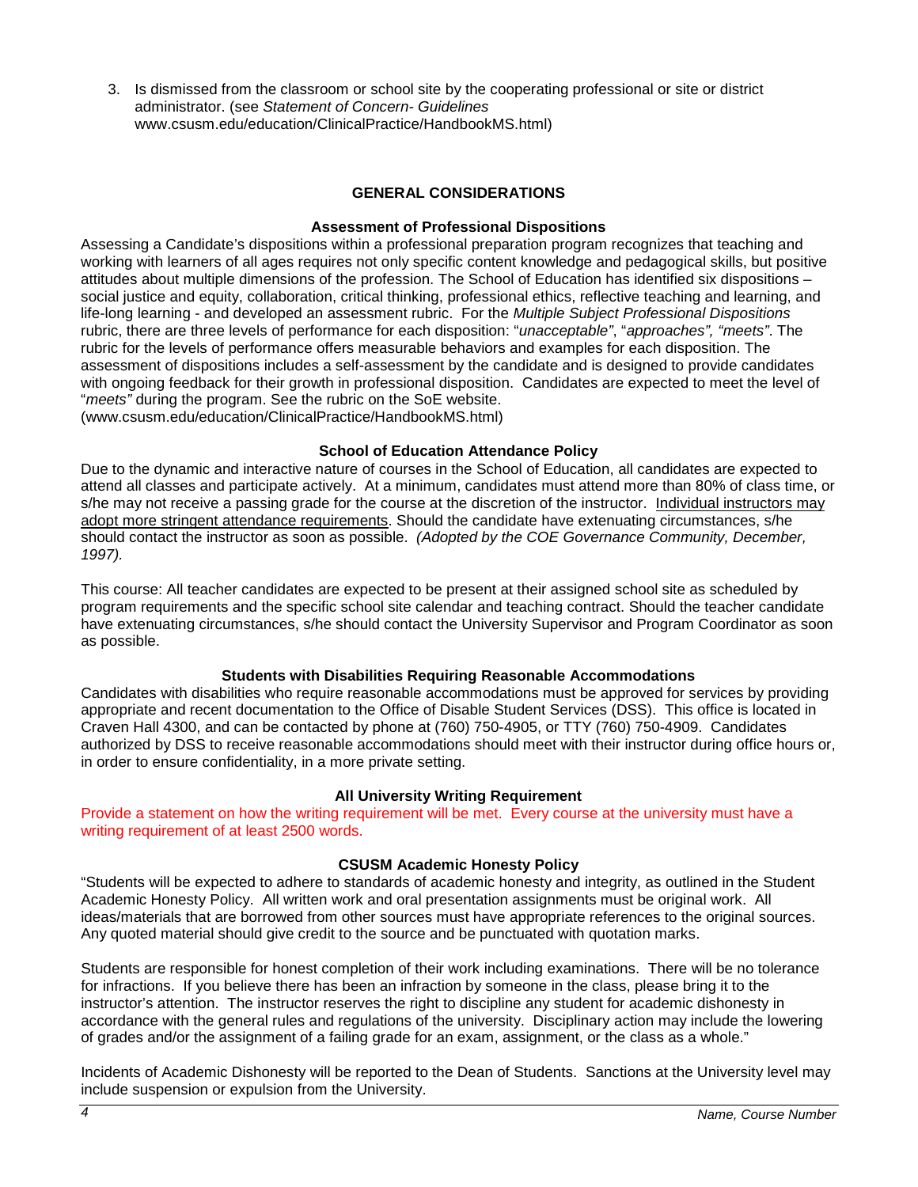3. Is dismissed from the classroom or school site by the cooperating professional or site or district administrator. (see *Statement of Concern- Guidelines* www.csusm.edu/education/ClinicalPractice/HandbookMS.html)

## GENERAL CONSIDERATIONS

### Assessment of Professional Dispositions

Assessing a Candidate's dispositions within a professional preparation program recognizes that teaching and working with learners of all ages requires not only specific content knowledge and pedagogical skills, but positive attitudes about multiple dimensions of the profession. The School of Education has identified six dispositions – social justice and equity, collaboration, critical thinking, professional ethics, reflective teaching and learning, and life-long learning - and developed an assessment rubric. For the *Multiple Subject Professional Dispositions* rubric, there are three levels of performance for each disposition: "*unacceptable*", "*approaches*", "*meets*". The rubric for the levels of performance offers measurable behaviors and examples for each disposition. The assessment of dispositions includes a self-assessment by the candidate and is designed to provide candidates with ongoing feedback for their growth in professional disposition. Candidates are expected to meet the level of "*meets*" during the program. See the rubric on the SoE website. (www.csusm.edu/education/ClinicalPractice/HandbookMS.html)

### School of Education Attendance Policy

Due to the dynamic and interactive nature of courses in the School of Education, all candidates are expected to attend all classes and participate actively. At a minimum, candidates must attend more than 80% of class time, or s/he may not receive a passing grade for the course at the discretion of the instructor. <u>Individual instructors may adopt more stringent attendance requirements</u>. Should the candidate have extenuating circumstances, s/he should contact the instructor as soon as possible. *(Adopted by the COE Governance Community, December, 1997).*

This course: All teacher candidates are expected to be present at their assigned school site as scheduled by program requirements and the specific school site calendar and teaching contract. Should the teacher candidate have extenuating circumstances, s/he should contact the University Supervisor and Program Coordinator as soon as possible.

### Students with Disabilities Requiring Reasonable Accommodations

Candidates with disabilities who require reasonable accommodations must be approved for services by providing appropriate and recent documentation to the Office of Disable Student Services (DSS). This office is located in Craven Hall 4300, and can be contacted by phone at (760) 750-4905, or TTY (760) 750-4909. Candidates authorized by DSS to receive reasonable accommodations should meet with their instructor during office hours or, in order to ensure confidentiality, in a more private setting.

### All University Writing Requirement

Provide a statement on how the writing requirement will be met. Every course at the university must have a writing requirement of at least 2500 words.

### CSUSM Academic Honesty Policy

"Students will be expected to adhere to standards of academic honesty and integrity, as outlined in the Student Academic Honesty Policy. All written work and oral presentation assignments must be original work. All ideas/materials that are borrowed from other sources must have appropriate references to the original sources. Any quoted material should give credit to the source and be punctuated with quotation marks.

Students are responsible for honest completion of their work including examinations. There will be no tolerance for infractions. If you believe there has been an infraction by someone in the class, please bring it to the instructor's attention. The instructor reserves the right to discipline any student for academic dishonesty in accordance with the general rules and regulations of the university. Disciplinary action may include the lowering of grades and/or the assignment of a failing grade for an exam, assignment, or the class as a whole."

Incidents of Academic Dishonesty will be reported to the Dean of Students. Sanctions at the University level may include suspension or expulsion from the University.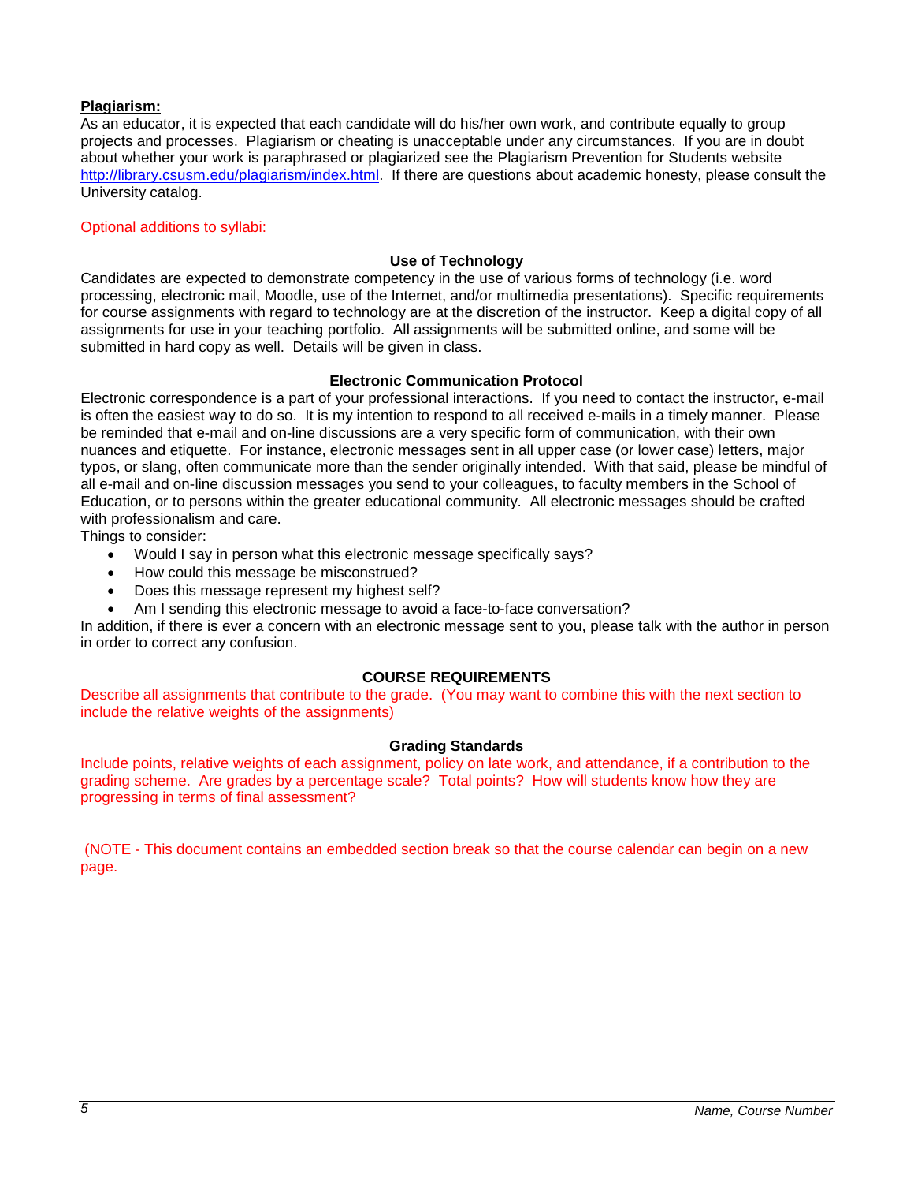**Plagiarism:**

As an educator, it is expected that each candidate will do his/her own work, and contribute equally to group projects and processes. Plagiarism or cheating is unacceptable under any circumstances. If you are in doubt about whether your work is paraphrased or plagiarized see the Plagiarism Prevention for Students website http://library.csusm.edu/plagiarism/index.html. If there are questions about academic honesty, please consult the University catalog.

Optional additions to syllabi:

### Use of Technology

Candidates are expected to demonstrate competency in the use of various forms of technology (i.e. word processing, electronic mail, Moodle, use of the Internet, and/or multimedia presentations). Specific requirements for course assignments with regard to technology are at the discretion of the instructor. Keep a digital copy of all assignments for use in your teaching portfolio. All assignments will be submitted online, and some will be submitted in hard copy as well. Details will be given in class.

### Electronic Communication Protocol

Electronic correspondence is a part of your professional interactions. If you need to contact the instructor, e-mail is often the easiest way to do so. It is my intention to respond to all received e-mails in a timely manner. Please be reminded that e-mail and on-line discussions are a very specific form of communication, with their own nuances and etiquette. For instance, electronic messages sent in all upper case (or lower case) letters, major typos, or slang, often communicate more than the sender originally intended. With that said, please be mindful of all e-mail and on-line discussion messages you send to your colleagues, to faculty members in the School of Education, or to persons within the greater educational community. All electronic messages should be crafted with professionalism and care.

Things to consider:

- Would I say in person what this electronic message specifically says?
- How could this message be misconstrued?
- Does this message represent my highest self?
- Am I sending this electronic message to avoid a face-to-face conversation?

In addition, if there is ever a concern with an electronic message sent to you, please talk with the author in person in order to correct any confusion.

## COURSE REQUIREMENTS

Describe all assignments that contribute to the grade. (You may want to combine this with the next section to include the relative weights of the assignments)

### Grading Standards

Include points, relative weights of each assignment, policy on late work, and attendance, if a contribution to the grading scheme. Are grades by a percentage scale? Total points? How will students know how they are progressing in terms of final assessment?

(NOTE - This document contains an embedded section break so that the course calendar can begin on a new page.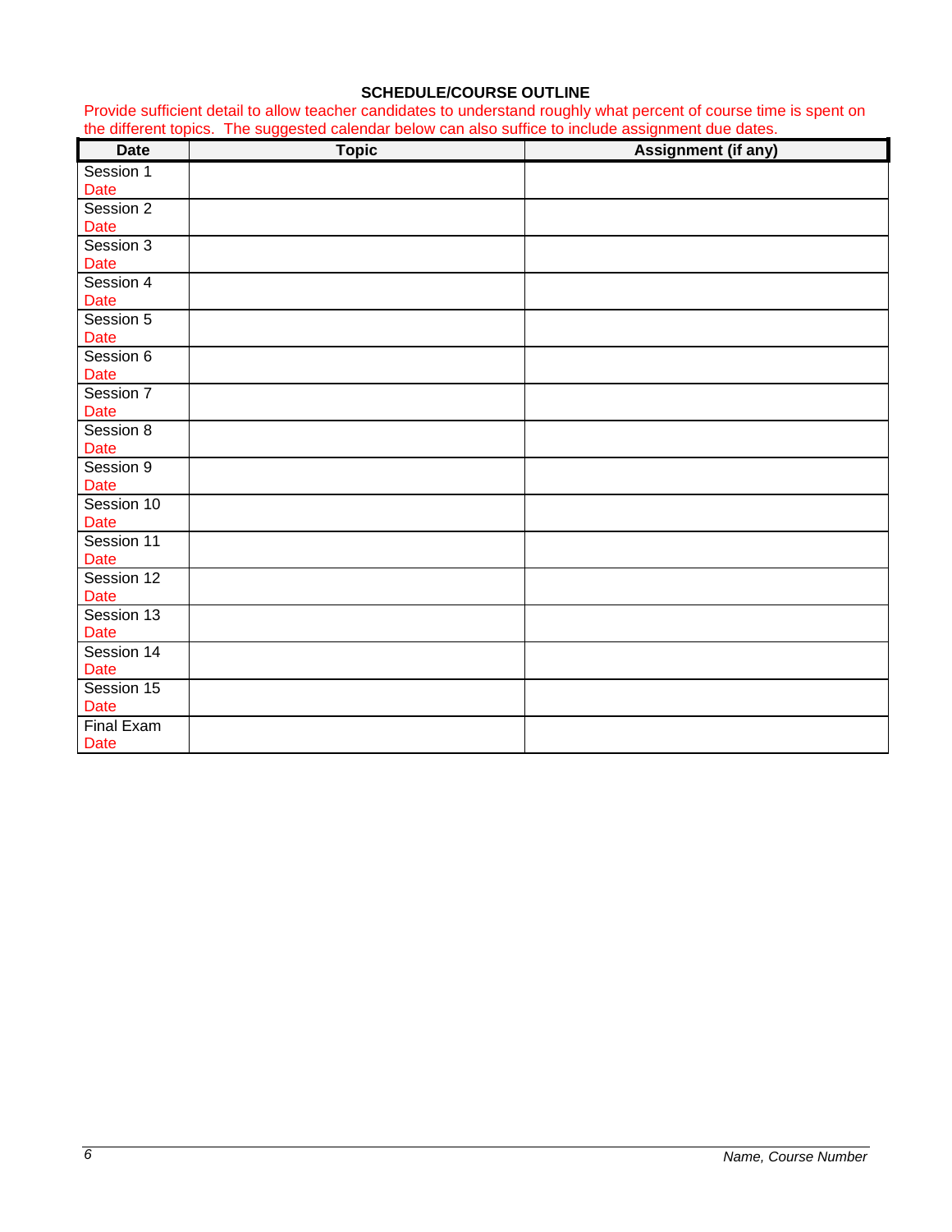**SCHEDULE/COURSE OUTLINE**

Provide sufficient detail to allow teacher candidates to understand roughly what percent of course time is spent on the different topics. The suggested calendar below can also suffice to include assignment due dates.

| Date | Topic | Assignment (if any) |
|---|---|---|
| Session 1<br>Date | | |
| Session 2<br>Date | | |
| Session 3<br>Date | | |
| Session 4<br>Date | | |
| Session 5<br>Date | | |
| Session 6<br>Date | | |
| Session 7<br>Date | | |
| Session 8<br>Date | | |
| Session 9<br>Date | | |
| Session 10<br>Date | | |
| Session 11<br>Date | | |
| Session 12<br>Date | | |
| Session 13<br>Date | | |
| Session 14<br>Date | | |
| Session 15<br>Date | | |
| Final Exam<br>Date | | |